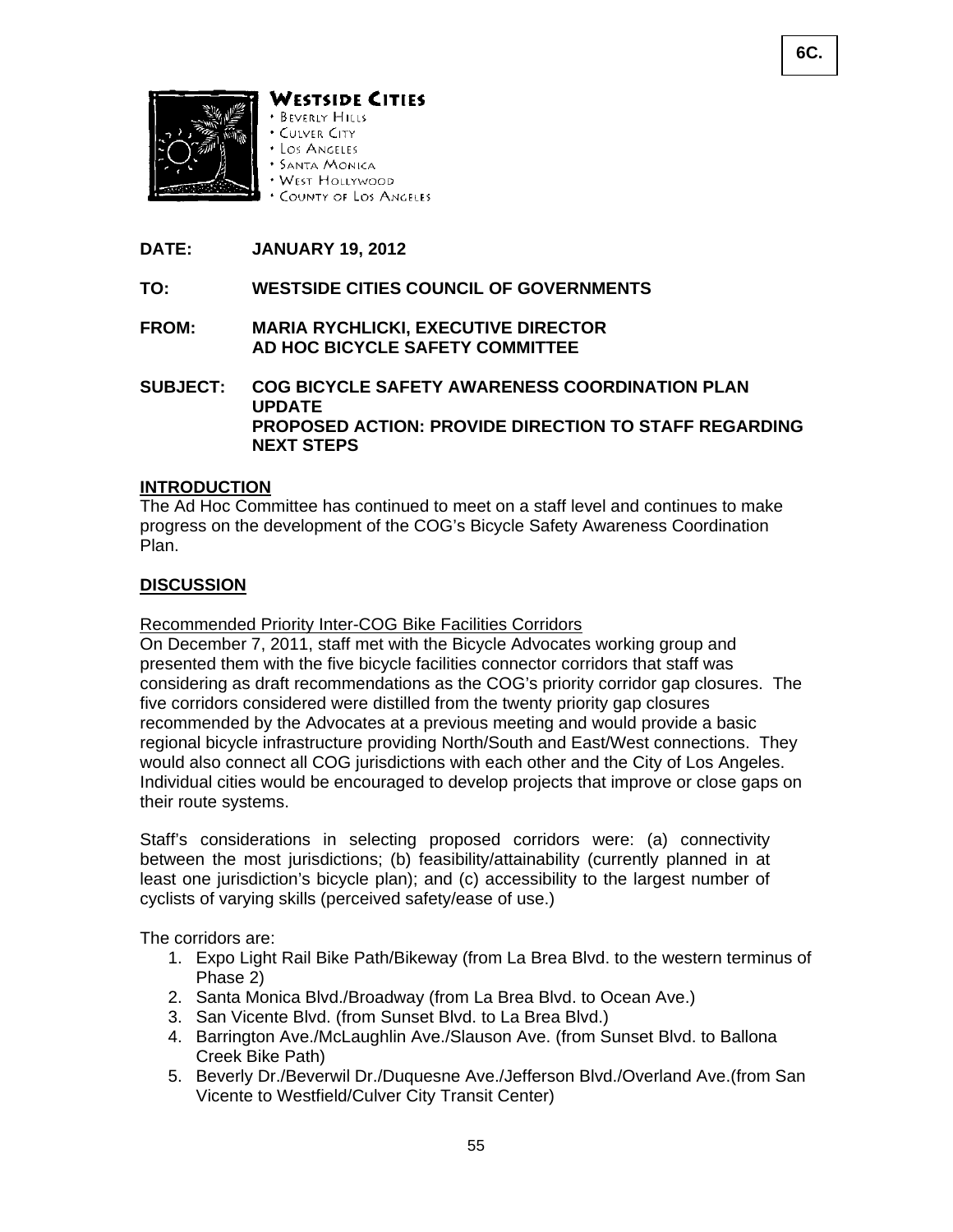6C.

**WESTSIDE CITIES**
- BEVERLY HILLS
- CULVER CITY
- LOS ANGELES
- SANTA MONICA
- WEST HOLLYWOOD
- COUNTY OF LOS ANGELES

**DATE:** **JANUARY 19, 2012**

**TO:** **WESTSIDE CITIES COUNCIL OF GOVERNMENTS**

**FROM:** **MARIA RYCHLICKI, EXECUTIVE DIRECTOR**
**AD HOC BICYCLE SAFETY COMMITTEE**

**SUBJECT:** **COG BICYCLE SAFETY AWARENESS COORDINATION PLAN UPDATE**
**PROPOSED ACTION: PROVIDE DIRECTION TO STAFF REGARDING NEXT STEPS**

## INTRODUCTION

The Ad Hoc Committee has continued to meet on a staff level and continues to make progress on the development of the COG's Bicycle Safety Awareness Coordination Plan.

## DISCUSSION

### Recommended Priority Inter-COG Bike Facilities Corridors

On December 7, 2011, staff met with the Bicycle Advocates working group and presented them with the five bicycle facilities connector corridors that staff was considering as draft recommendations as the COG's priority corridor gap closures. The five corridors considered were distilled from the twenty priority gap closures recommended by the Advocates at a previous meeting and would provide a basic regional bicycle infrastructure providing North/South and East/West connections. They would also connect all COG jurisdictions with each other and the City of Los Angeles. Individual cities would be encouraged to develop projects that improve or close gaps on their route systems.

Staff's considerations in selecting proposed corridors were: (a) connectivity between the most jurisdictions; (b) feasibility/attainability (currently planned in at least one jurisdiction's bicycle plan); and (c) accessibility to the largest number of cyclists of varying skills (perceived safety/ease of use.)

The corridors are:

1. Expo Light Rail Bike Path/Bikeway (from La Brea Blvd. to the western terminus of Phase 2)
2. Santa Monica Blvd./Broadway (from La Brea Blvd. to Ocean Ave.)
3. San Vicente Blvd. (from Sunset Blvd. to La Brea Blvd.)
4. Barrington Ave./McLaughlin Ave./Slauson Ave. (from Sunset Blvd. to Ballona Creek Bike Path)
5. Beverly Dr./Beverwil Dr./Duquesne Ave./Jefferson Blvd./Overland Ave.(from San Vicente to Westfield/Culver City Transit Center)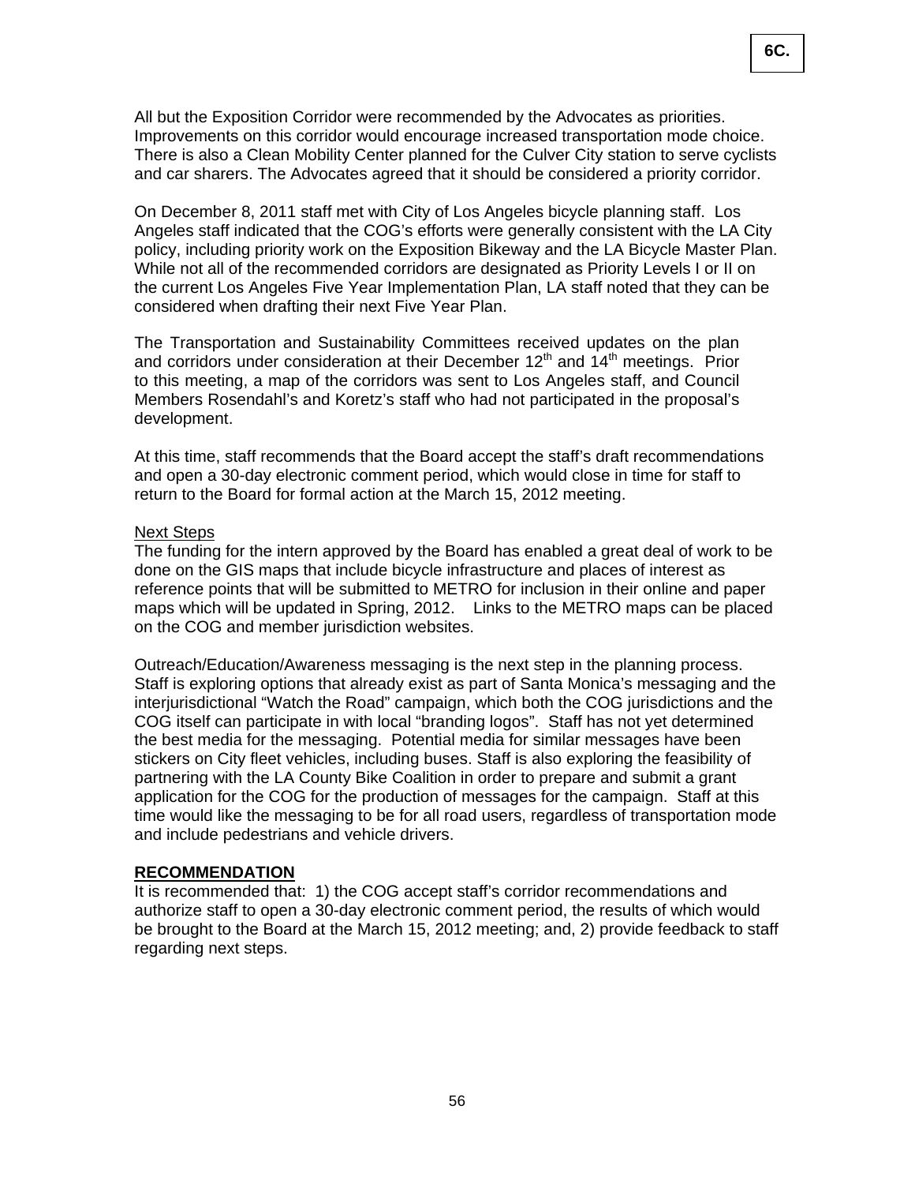6C.

All but the Exposition Corridor were recommended by the Advocates as priorities. Improvements on this corridor would encourage increased transportation mode choice. There is also a Clean Mobility Center planned for the Culver City station to serve cyclists and car sharers. The Advocates agreed that it should be considered a priority corridor.

On December 8, 2011 staff met with City of Los Angeles bicycle planning staff. Los Angeles staff indicated that the COG's efforts were generally consistent with the LA City policy, including priority work on the Exposition Bikeway and the LA Bicycle Master Plan. While not all of the recommended corridors are designated as Priority Levels I or II on the current Los Angeles Five Year Implementation Plan, LA staff noted that they can be considered when drafting their next Five Year Plan.

The Transportation and Sustainability Committees received updates on the plan and corridors under consideration at their December 12th and 14th meetings. Prior to this meeting, a map of the corridors was sent to Los Angeles staff, and Council Members Rosendahl's and Koretz's staff who had not participated in the proposal's development.

At this time, staff recommends that the Board accept the staff's draft recommendations and open a 30-day electronic comment period, which would close in time for staff to return to the Board for formal action at the March 15, 2012 meeting.

Next Steps

The funding for the intern approved by the Board has enabled a great deal of work to be done on the GIS maps that include bicycle infrastructure and places of interest as reference points that will be submitted to METRO for inclusion in their online and paper maps which will be updated in Spring, 2012. Links to the METRO maps can be placed on the COG and member jurisdiction websites.

Outreach/Education/Awareness messaging is the next step in the planning process. Staff is exploring options that already exist as part of Santa Monica's messaging and the interjurisdictional "Watch the Road" campaign, which both the COG jurisdictions and the COG itself can participate in with local "branding logos". Staff has not yet determined the best media for the messaging. Potential media for similar messages have been stickers on City fleet vehicles, including buses. Staff is also exploring the feasibility of partnering with the LA County Bike Coalition in order to prepare and submit a grant application for the COG for the production of messages for the campaign. Staff at this time would like the messaging to be for all road users, regardless of transportation mode and include pedestrians and vehicle drivers.

**RECOMMENDATION**

It is recommended that: 1) the COG accept staff's corridor recommendations and authorize staff to open a 30-day electronic comment period, the results of which would be brought to the Board at the March 15, 2012 meeting; and, 2) provide feedback to staff regarding next steps.